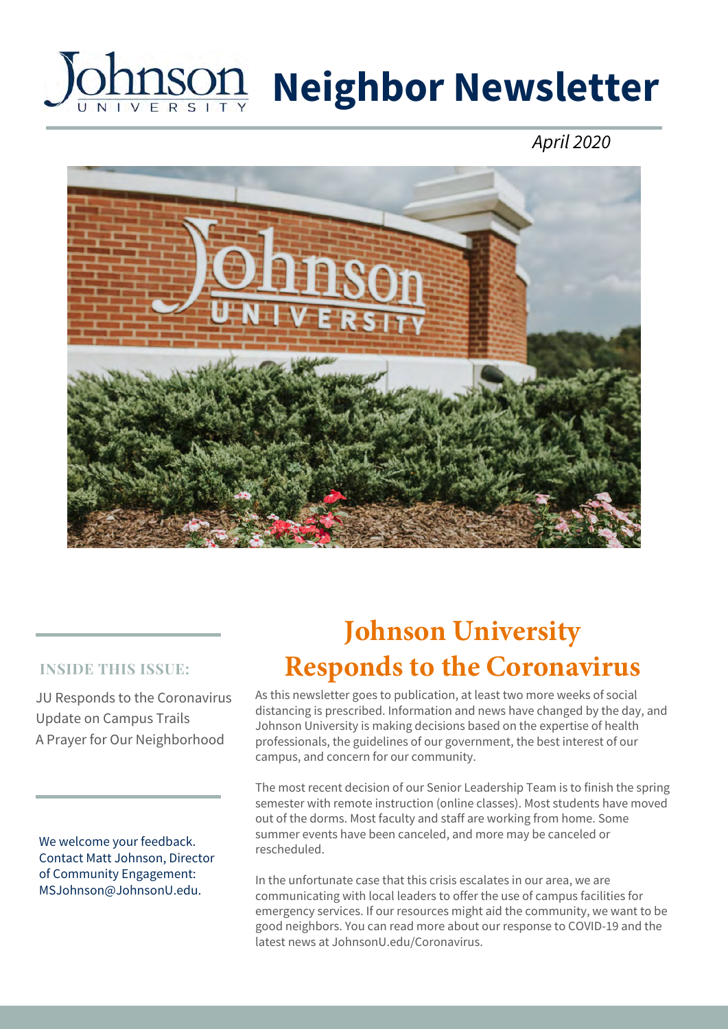# Johnson University Neighbor Newsletter

*April 2020*

**INSIDE THIS ISSUE:**

JU Responds to the Coronavirus
Update on Campus Trails
A Prayer for Our Neighborhood

We welcome your feedback. Contact Matt Johnson, Director of Community Engagement: MSJohnson@JohnsonU.edu.

## Johnson University Responds to the Coronavirus

As this newsletter goes to publication, at least two more weeks of social distancing is prescribed. Information and news have changed by the day, and Johnson University is making decisions based on the expertise of health professionals, the guidelines of our government, the best interest of our campus, and concern for our community.

The most recent decision of our Senior Leadership Team is to finish the spring semester with remote instruction (online classes). Most students have moved out of the dorms. Most faculty and staff are working from home. Some summer events have been canceled, and more may be canceled or rescheduled.

In the unfortunate case that this crisis escalates in our area, we are communicating with local leaders to offer the use of campus facilities for emergency services. If our resources might aid the community, we want to be good neighbors. You can read more about our response to COVID-19 and the latest news at JohnsonU.edu/Coronavirus.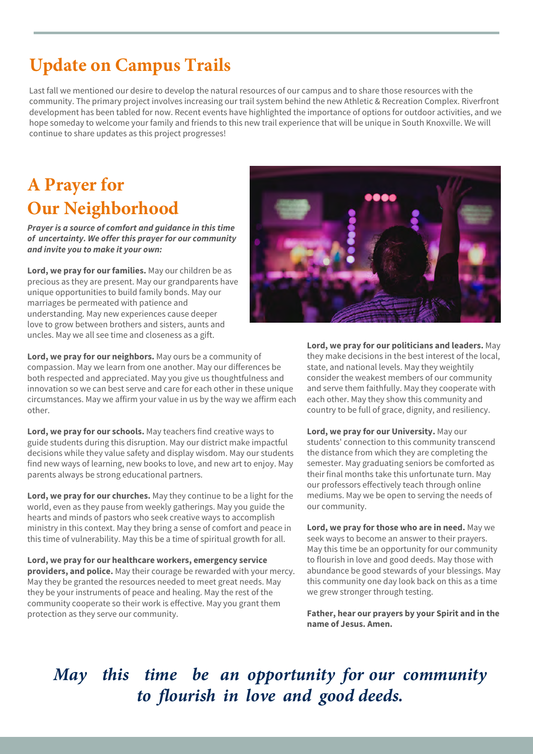## Update on Campus Trails

Last fall we mentioned our desire to develop the natural resources of our campus and to share those resources with the community. The primary project involves increasing our trail system behind the new Athletic & Recreation Complex. Riverfront development has been tabled for now. Recent events have highlighted the importance of options for outdoor activities, and we hope someday to welcome your family and friends to this new trail experience that will be unique in South Knoxville. We will continue to share updates as this project progresses!

## A Prayer for Our Neighborhood

***Prayer is a source of comfort and guidance in this time of uncertainty. We offer this prayer for our community and invite you to make it your own:***

**Lord, we pray for our families.** May our children be as precious as they are present. May our grandparents have unique opportunities to build family bonds. May our marriages be permeated with patience and understanding. May new experiences cause deeper love to grow between brothers and sisters, aunts and uncles. May we all see time and closeness as a gift.

**Lord, we pray for our neighbors.** May ours be a community of compassion. May we learn from one another. May our differences be both respected and appreciated. May you give us thoughtfulness and innovation so we can best serve and care for each other in these unique circumstances. May we affirm your value in us by the way we affirm each other.

**Lord, we pray for our schools.** May teachers find creative ways to guide students during this disruption. May our district make impactful decisions while they value safety and display wisdom. May our students find new ways of learning, new books to love, and new art to enjoy. May parents always be strong educational partners.

**Lord, we pray for our churches.** May they continue to be a light for the world, even as they pause from weekly gatherings. May you guide the hearts and minds of pastors who seek creative ways to accomplish ministry in this context. May they bring a sense of comfort and peace in this time of vulnerability. May this be a time of spiritual growth for all.

**Lord, we pray for our healthcare workers, emergency service providers, and police.** May their courage be rewarded with your mercy. May they be granted the resources needed to meet great needs. May they be your instruments of peace and healing. May the rest of the community cooperate so their work is effective. May you grant them protection as they serve our community.

**Lord, we pray for our politicians and leaders.** May they make decisions in the best interest of the local, state, and national levels. May they weightily consider the weakest members of our community and serve them faithfully. May they cooperate with each other. May they show this community and country to be full of grace, dignity, and resiliency.

**Lord, we pray for our University.** May our students' connection to this community transcend the distance from which they are completing the semester. May graduating seniors be comforted as their final months take this unfortunate turn. May our professors effectively teach through online mediums. May we be open to serving the needs of our community.

**Lord, we pray for those who are in need.** May we seek ways to become an answer to their prayers. May this time be an opportunity for our community to flourish in love and good deeds. May those with abundance be good stewards of your blessings. May this community one day look back on this as a time we grew stronger through testing.

**Father, hear our prayers by your Spirit and in the name of Jesus. Amen.**

***May this time be an opportunity for our community to flourish in love and good deeds.***